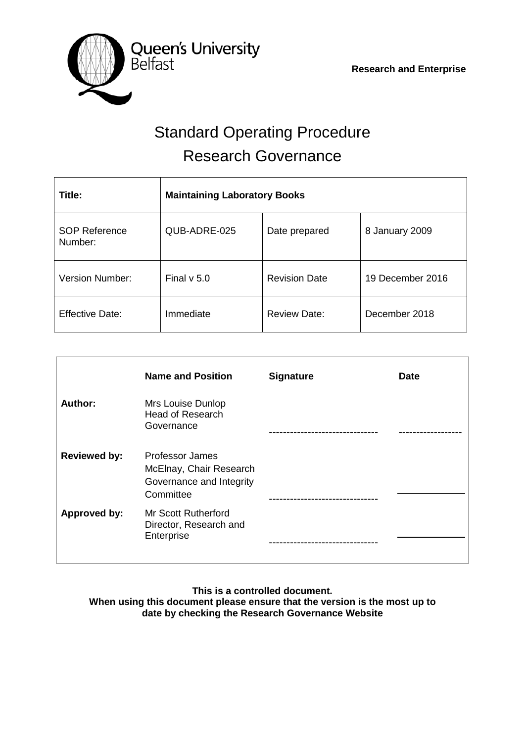Queen's University Belfast

**Research and Enterprise**

# Standard Operating Procedure
# Research Governance

| **Title:** | **Maintaining Laboratory Books** | | |
|---|---|---|---|
| SOP Reference Number: | QUB-ADRE-025 | Date prepared | 8 January 2009 |
| Version Number: | Final v 5.0 | Revision Date | 19 December 2016 |
| Effective Date: | Immediate | Review Date: | December 2018 |

| | **Name and Position** | **Signature** | **Date** |
|---|---|---|---|
| **Author:** | Mrs Louise Dunlop Head of Research Governance | ------------------------------- | ------------------ |
| **Reviewed by:** | Professor James McElnay, Chair Research Governance and Integrity Committee | ------------------------------- | |
| **Approved by:** | Mr Scott Rutherford Director, Research and Enterprise | ------------------------------- | |

**This is a controlled document.**
**When using this document please ensure that the version is the most up to date by checking the Research Governance Website**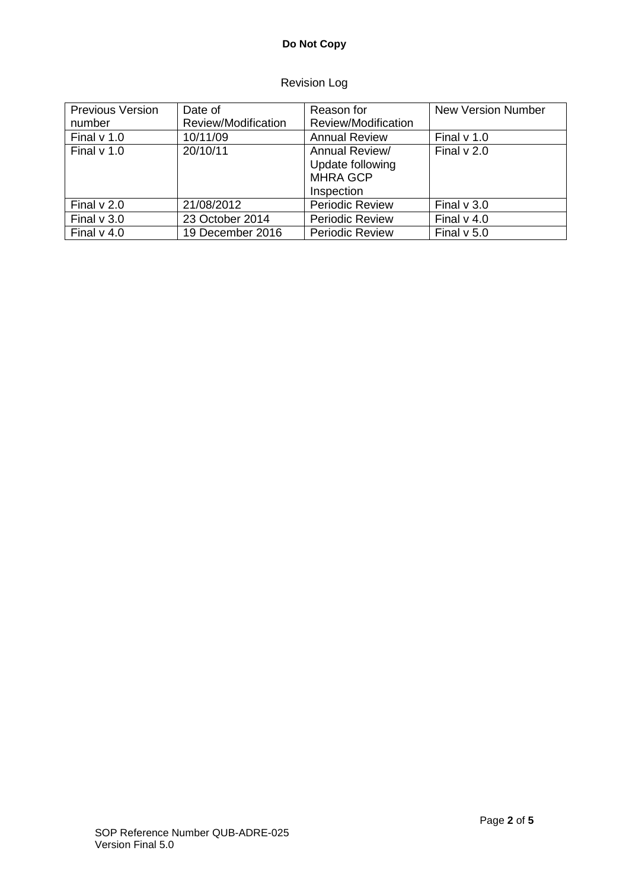Revision Log

| Previous Version number | Date of Review/Modification | Reason for Review/Modification | New Version Number |
|---|---|---|---|
| Final v 1.0 | 10/11/09 | Annual Review | Final v 1.0 |
| Final v 1.0 | 20/10/11 | Annual Review/ Update following MHRA GCP Inspection | Final v 2.0 |
| Final v 2.0 | 21/08/2012 | Periodic Review | Final v 3.0 |
| Final v 3.0 | 23 October 2014 | Periodic Review | Final v 4.0 |
| Final v 4.0 | 19 December 2016 | Periodic Review | Final v 5.0 |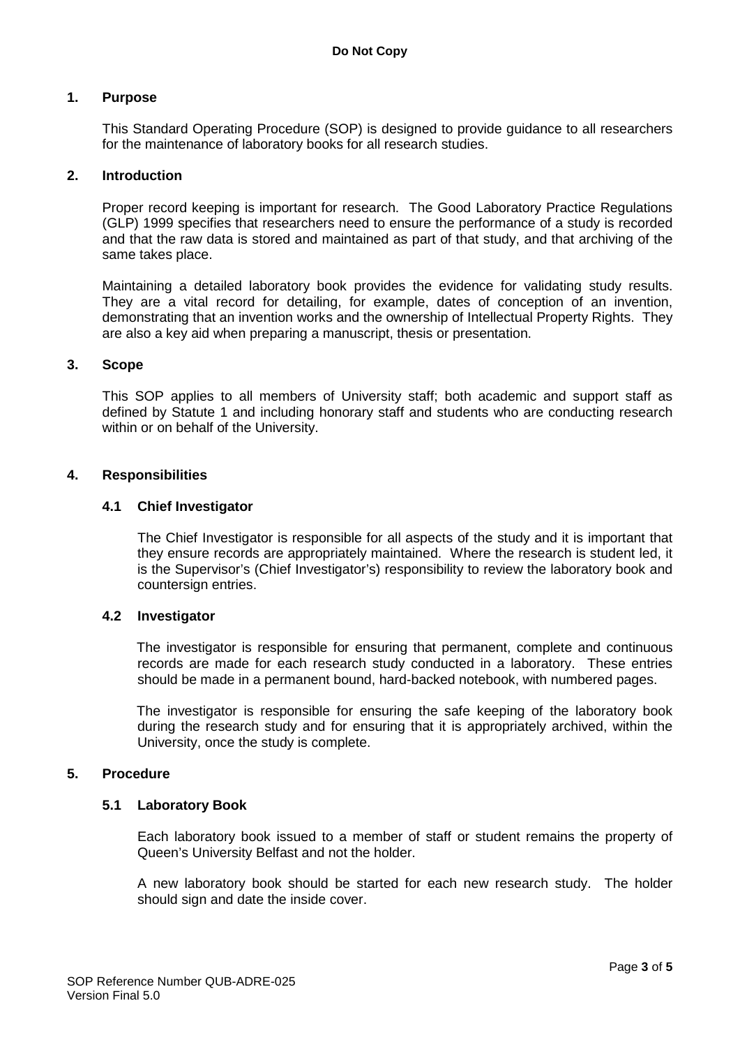## 1. Purpose

This Standard Operating Procedure (SOP) is designed to provide guidance to all researchers for the maintenance of laboratory books for all research studies.

## 2. Introduction

Proper record keeping is important for research. The Good Laboratory Practice Regulations (GLP) 1999 specifies that researchers need to ensure the performance of a study is recorded and that the raw data is stored and maintained as part of that study, and that archiving of the same takes place.

Maintaining a detailed laboratory book provides the evidence for validating study results. They are a vital record for detailing, for example, dates of conception of an invention, demonstrating that an invention works and the ownership of Intellectual Property Rights. They are also a key aid when preparing a manuscript, thesis or presentation.

## 3. Scope

This SOP applies to all members of University staff; both academic and support staff as defined by Statute 1 and including honorary staff and students who are conducting research within or on behalf of the University.

## 4. Responsibilities

### 4.1 Chief Investigator

The Chief Investigator is responsible for all aspects of the study and it is important that they ensure records are appropriately maintained. Where the research is student led, it is the Supervisor's (Chief Investigator's) responsibility to review the laboratory book and countersign entries.

### 4.2 Investigator

The investigator is responsible for ensuring that permanent, complete and continuous records are made for each research study conducted in a laboratory. These entries should be made in a permanent bound, hard-backed notebook, with numbered pages.

The investigator is responsible for ensuring the safe keeping of the laboratory book during the research study and for ensuring that it is appropriately archived, within the University, once the study is complete.

## 5. Procedure

### 5.1 Laboratory Book

Each laboratory book issued to a member of staff or student remains the property of Queen's University Belfast and not the holder.

A new laboratory book should be started for each new research study. The holder should sign and date the inside cover.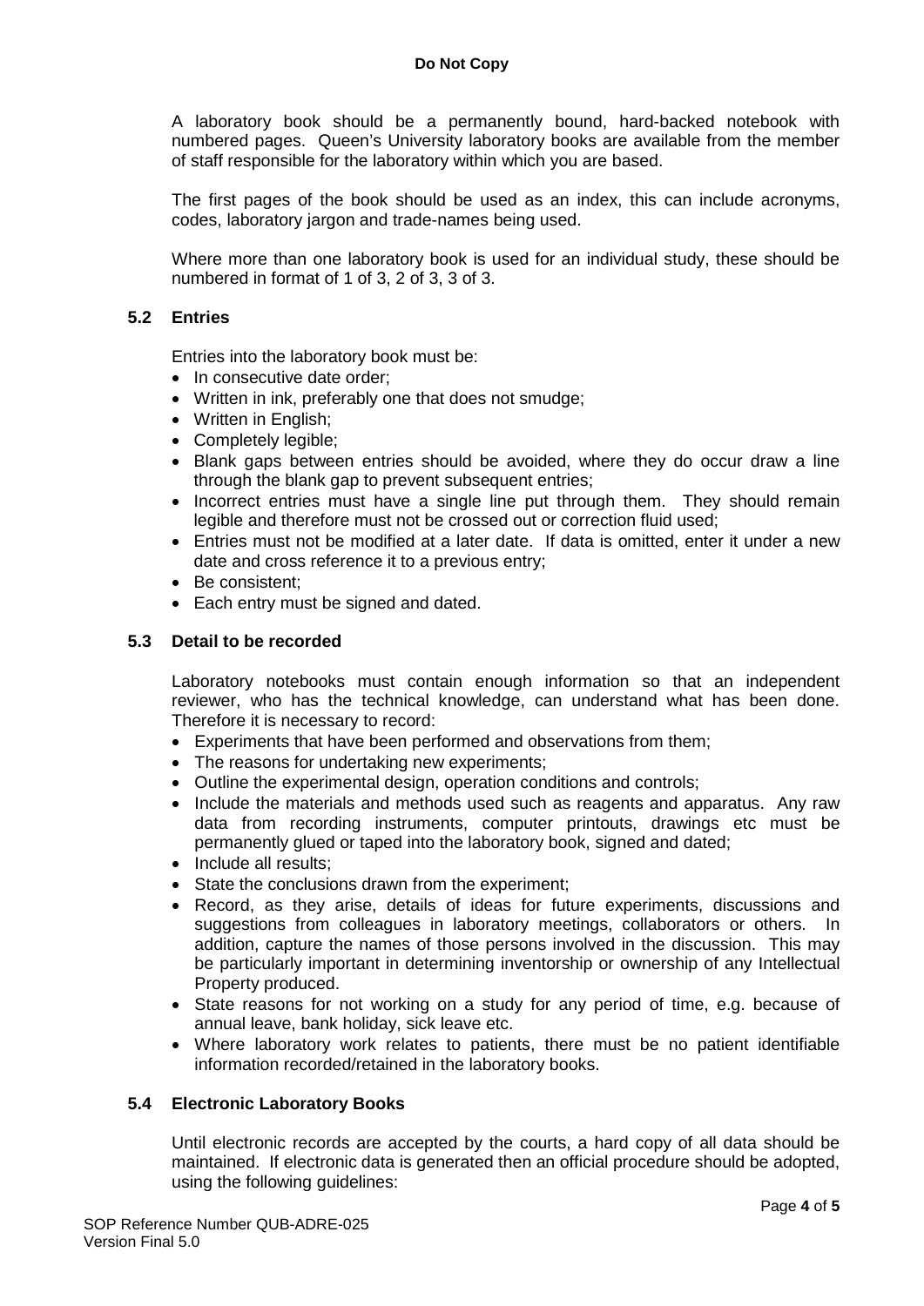A laboratory book should be a permanently bound, hard-backed notebook with numbered pages. Queen's University laboratory books are available from the member of staff responsible for the laboratory within which you are based.

The first pages of the book should be used as an index, this can include acronyms, codes, laboratory jargon and trade-names being used.

Where more than one laboratory book is used for an individual study, these should be numbered in format of 1 of 3, 2 of 3, 3 of 3.

### 5.2 Entries

Entries into the laboratory book must be:

- In consecutive date order;
- Written in ink, preferably one that does not smudge;
- Written in English;
- Completely legible;
- Blank gaps between entries should be avoided, where they do occur draw a line through the blank gap to prevent subsequent entries;
- Incorrect entries must have a single line put through them. They should remain legible and therefore must not be crossed out or correction fluid used;
- Entries must not be modified at a later date. If data is omitted, enter it under a new date and cross reference it to a previous entry;
- Be consistent;
- Each entry must be signed and dated.

### 5.3 Detail to be recorded

Laboratory notebooks must contain enough information so that an independent reviewer, who has the technical knowledge, can understand what has been done. Therefore it is necessary to record:

- Experiments that have been performed and observations from them;
- The reasons for undertaking new experiments;
- Outline the experimental design, operation conditions and controls;
- Include the materials and methods used such as reagents and apparatus. Any raw data from recording instruments, computer printouts, drawings etc must be permanently glued or taped into the laboratory book, signed and dated;
- Include all results;
- State the conclusions drawn from the experiment;
- Record, as they arise, details of ideas for future experiments, discussions and suggestions from colleagues in laboratory meetings, collaborators or others. In addition, capture the names of those persons involved in the discussion. This may be particularly important in determining inventorship or ownership of any Intellectual Property produced.
- State reasons for not working on a study for any period of time, e.g. because of annual leave, bank holiday, sick leave etc.
- Where laboratory work relates to patients, there must be no patient identifiable information recorded/retained in the laboratory books.

### 5.4 Electronic Laboratory Books

Until electronic records are accepted by the courts, a hard copy of all data should be maintained. If electronic data is generated then an official procedure should be adopted, using the following guidelines: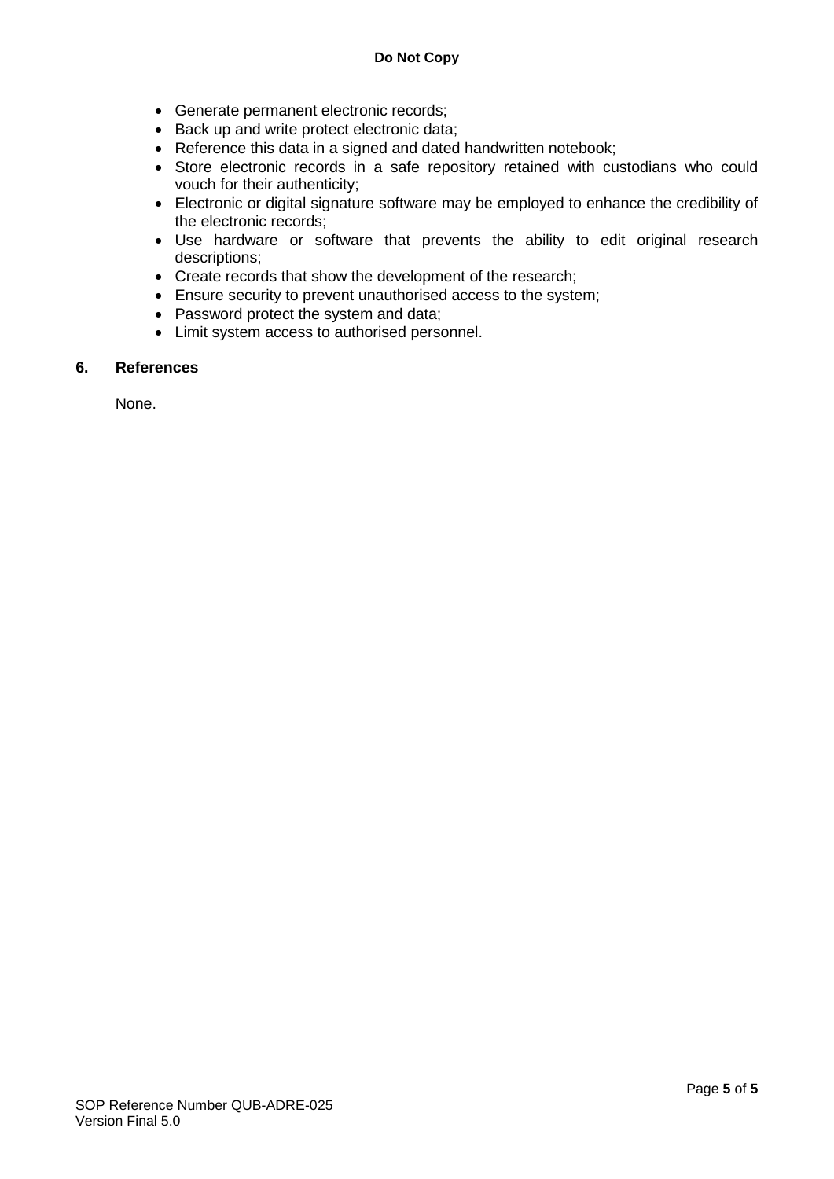- Generate permanent electronic records;
- Back up and write protect electronic data;
- Reference this data in a signed and dated handwritten notebook;
- Store electronic records in a safe repository retained with custodians who could vouch for their authenticity;
- Electronic or digital signature software may be employed to enhance the credibility of the electronic records;
- Use hardware or software that prevents the ability to edit original research descriptions;
- Create records that show the development of the research;
- Ensure security to prevent unauthorised access to the system;
- Password protect the system and data;
- Limit system access to authorised personnel.

## 6. References

None.